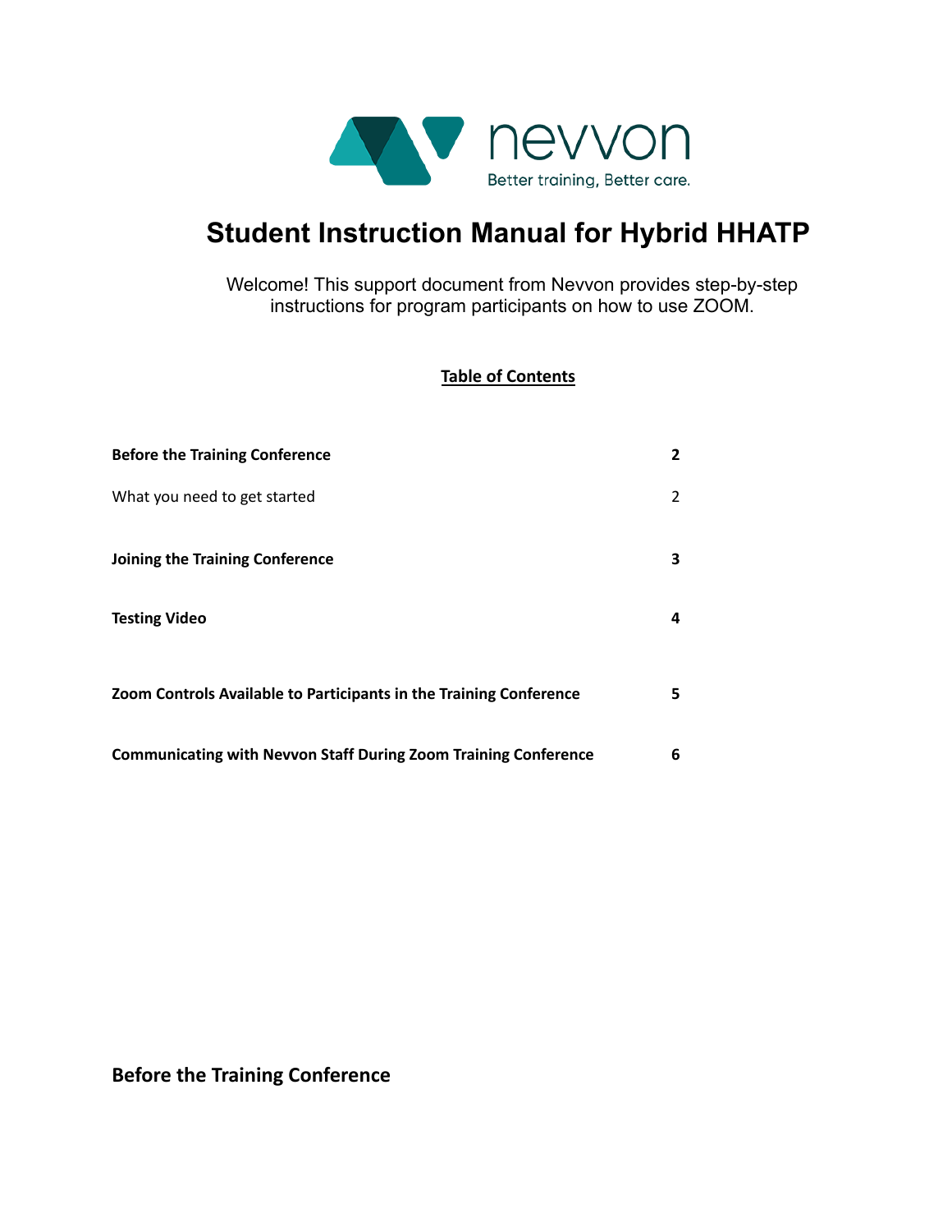nevvon

Better training, Better care.

# Student Instruction Manual for Hybrid HHATP

Welcome! This support document from Nevvon provides step-by-step instructions for program participants on how to use ZOOM.

**Table of Contents**

| | |
|---|---|
| **Before the Training Conference** | **2** |
| What you need to get started | 2 |
| **Joining the Training Conference** | **3** |
| **Testing Video** | **4** |
| **Zoom Controls Available to Participants in the Training Conference** | **5** |
| **Communicating with Nevvon Staff During Zoom Training Conference** | **6** |

## Before the Training Conference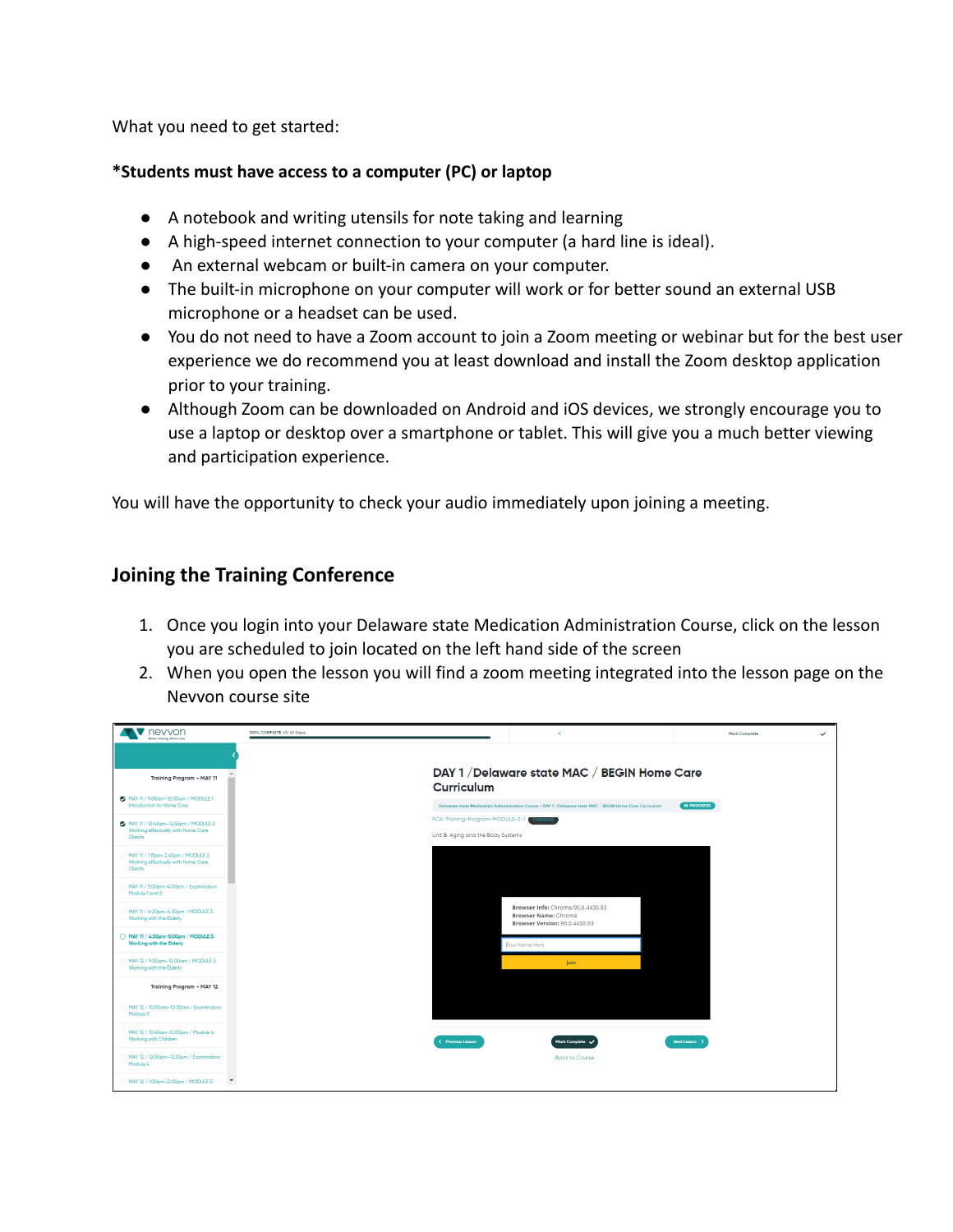What you need to get started:

**\*Students must have access to a computer (PC) or laptop**

- A notebook and writing utensils for note taking and learning
- A high-speed internet connection to your computer (a hard line is ideal).
- An external webcam or built-in camera on your computer.
- The built-in microphone on your computer will work or for better sound an external USB microphone or a headset can be used.
- You do not need to have a Zoom account to join a Zoom meeting or webinar but for the best user experience we do recommend you at least download and install the Zoom desktop application prior to your training.
- Although Zoom can be downloaded on Android and iOS devices, we strongly encourage you to use a laptop or desktop over a smartphone or tablet. This will give you a much better viewing and participation experience.

You will have the opportunity to check your audio immediately upon joining a meeting.

## Joining the Training Conference

1. Once you login into your Delaware state Medication Administration Course, click on the lesson you are scheduled to join located on the left hand side of the screen
2. When you open the lesson you will find a zoom meeting integrated into the lesson page on the Nevvon course site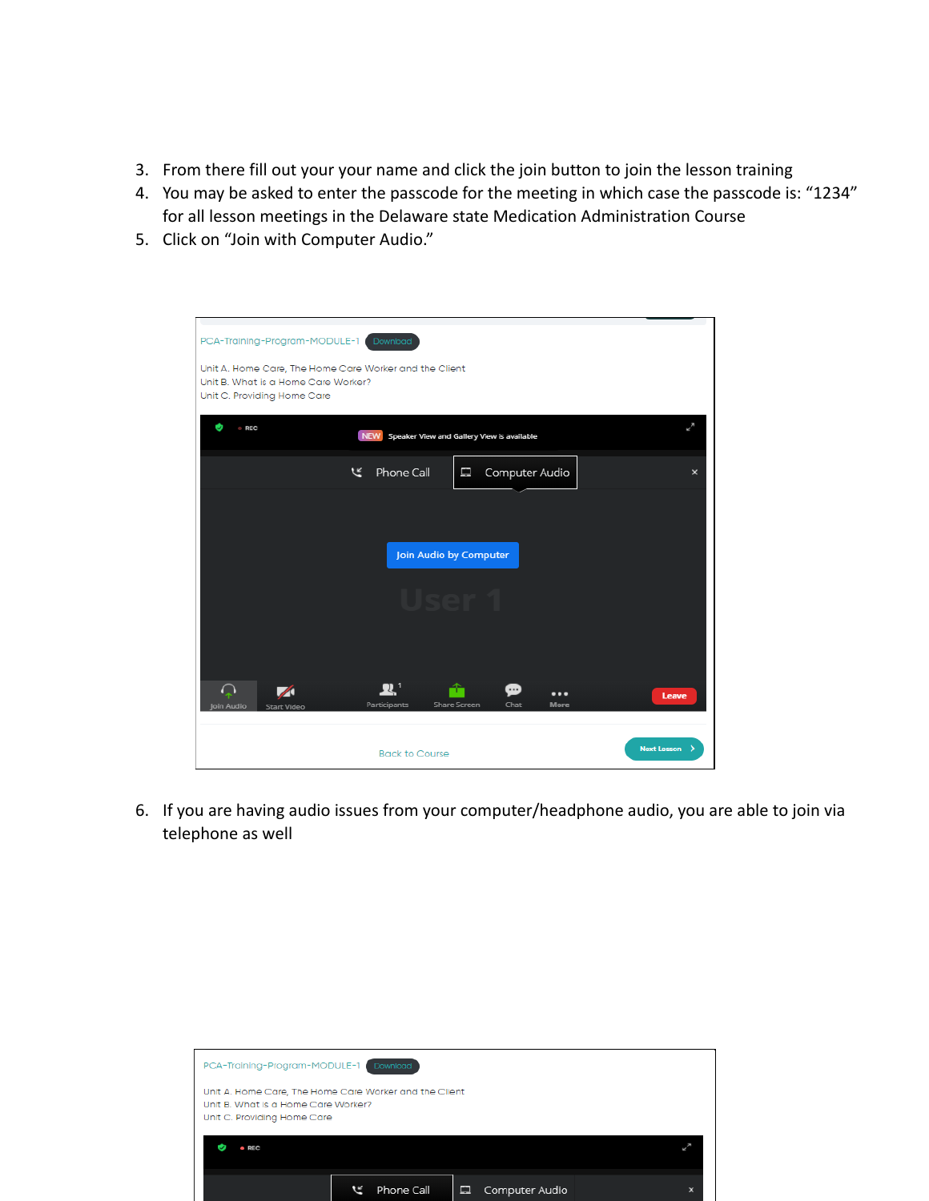3. From there fill out your your name and click the join button to join the lesson training
4. You may be asked to enter the passcode for the meeting in which case the passcode is: “1234” for all lesson meetings in the Delaware state Medication Administration Course
5. Click on “Join with Computer Audio.”

6. If you are having audio issues from your computer/headphone audio, you are able to join via telephone as well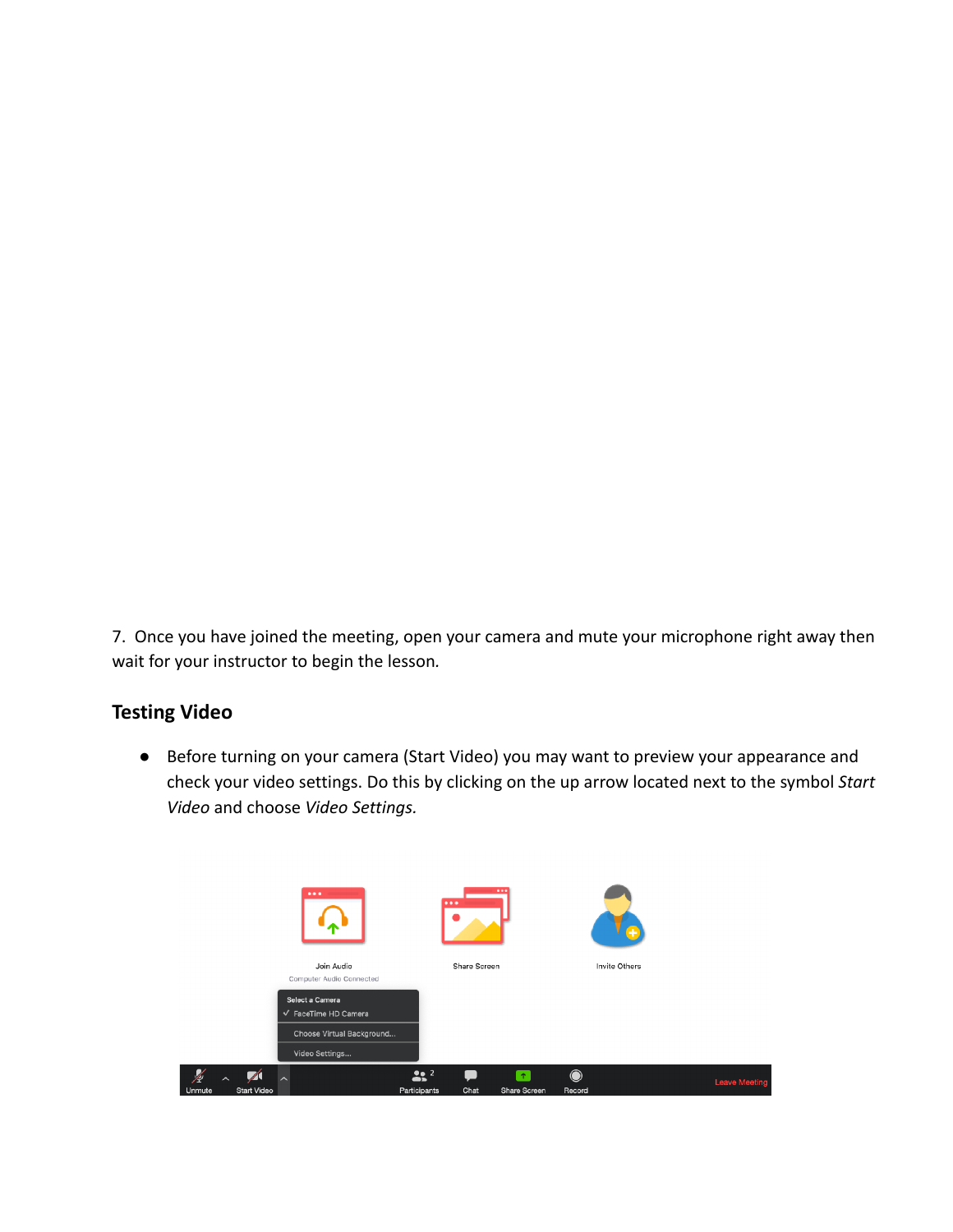7. Once you have joined the meeting, open your camera and mute your microphone right away then wait for your instructor to begin the lesson.

## Testing Video

- Before turning on your camera (Start Video) you may want to preview your appearance and check your video settings. Do this by clicking on the up arrow located next to the symbol *Start Video* and choose *Video Settings.*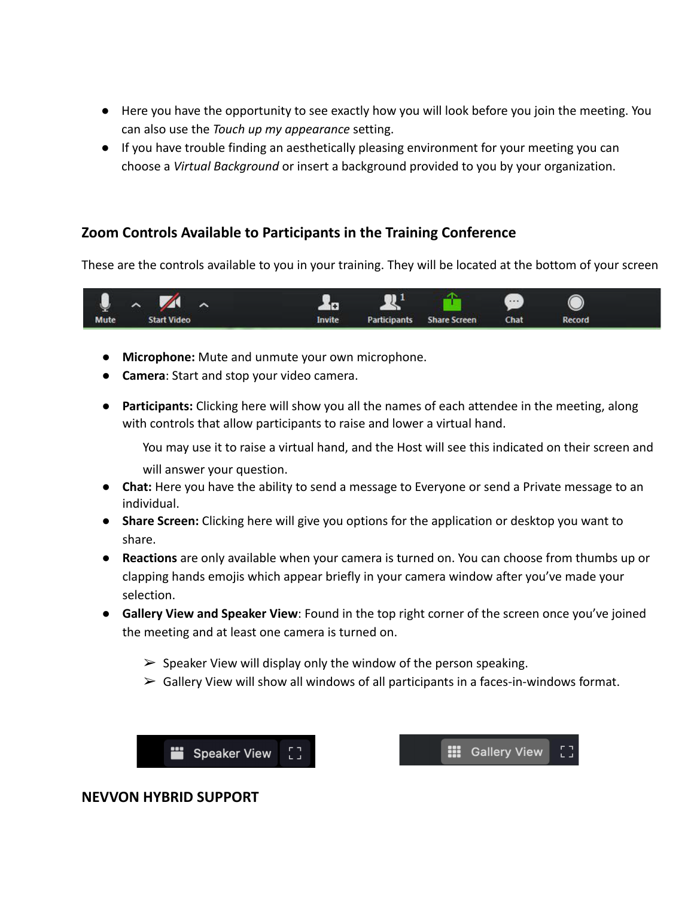- Here you have the opportunity to see exactly how you will look before you join the meeting. You can also use the *Touch up my appearance* setting.
- If you have trouble finding an aesthetically pleasing environment for your meeting you can choose a *Virtual Background* or insert a background provided to you by your organization.

## Zoom Controls Available to Participants in the Training Conference

These are the controls available to you in your training. They will be located at the bottom of your screen

- **Microphone:** Mute and unmute your own microphone.
- **Camera**: Start and stop your video camera.
- **Participants:** Clicking here will show you all the names of each attendee in the meeting, along with controls that allow participants to raise and lower a virtual hand.

  You may use it to raise a virtual hand, and the Host will see this indicated on their screen and will answer your question.
- **Chat:** Here you have the ability to send a message to Everyone or send a Private message to an individual.
- **Share Screen:** Clicking here will give you options for the application or desktop you want to share.
- **Reactions** are only available when your camera is turned on. You can choose from thumbs up or clapping hands emojis which appear briefly in your camera window after you've made your selection.
- **Gallery View and Speaker View**: Found in the top right corner of the screen once you've joined the meeting and at least one camera is turned on.
  - Speaker View will display only the window of the person speaking.
  - Gallery View will show all windows of all participants in a faces-in-windows format.

### NEVVON HYBRID SUPPORT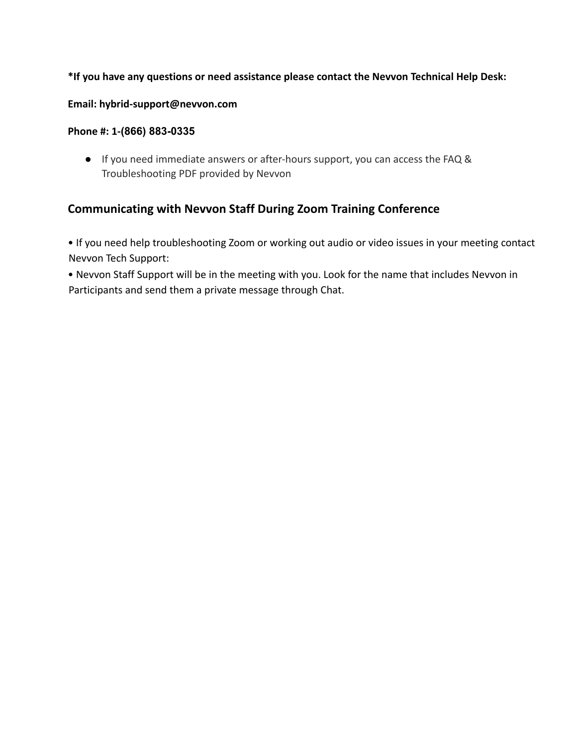**\*If you have any questions or need assistance please contact the Nevvon Technical Help Desk:**

**Email: hybrid-support@nevvon.com**

**Phone #: 1-(866) 883-0335**

- If you need immediate answers or after-hours support, you can access the FAQ & Troubleshooting PDF provided by Nevvon

## Communicating with Nevvon Staff During Zoom Training Conference

• If you need help troubleshooting Zoom or working out audio or video issues in your meeting contact Nevvon Tech Support:

• Nevvon Staff Support will be in the meeting with you. Look for the name that includes Nevvon in Participants and send them a private message through Chat.